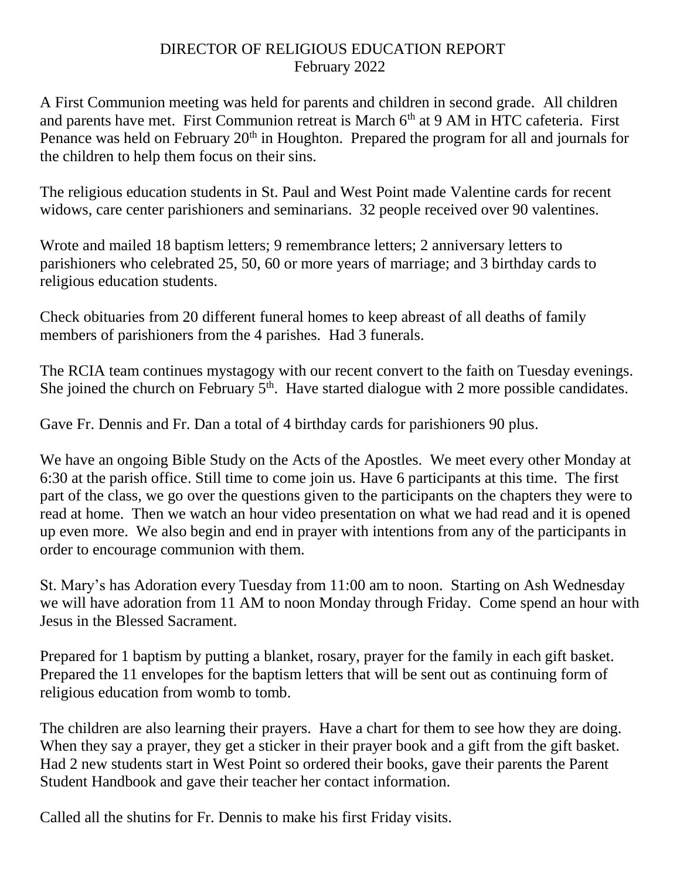# DIRECTOR OF RELIGIOUS EDUCATION REPORT
## February 2022

A First Communion meeting was held for parents and children in second grade. All children and parents have met. First Communion retreat is March 6th at 9 AM in HTC cafeteria. First Penance was held on February 20th in Houghton. Prepared the program for all and journals for the children to help them focus on their sins.

The religious education students in St. Paul and West Point made Valentine cards for recent widows, care center parishioners and seminarians. 32 people received over 90 valentines.

Wrote and mailed 18 baptism letters; 9 remembrance letters; 2 anniversary letters to parishioners who celebrated 25, 50, 60 or more years of marriage; and 3 birthday cards to religious education students.

Check obituaries from 20 different funeral homes to keep abreast of all deaths of family members of parishioners from the 4 parishes. Had 3 funerals.

The RCIA team continues mystagogy with our recent convert to the faith on Tuesday evenings. She joined the church on February 5th. Have started dialogue with 2 more possible candidates.

Gave Fr. Dennis and Fr. Dan a total of 4 birthday cards for parishioners 90 plus.

We have an ongoing Bible Study on the Acts of the Apostles. We meet every other Monday at 6:30 at the parish office. Still time to come join us. Have 6 participants at this time. The first part of the class, we go over the questions given to the participants on the chapters they were to read at home. Then we watch an hour video presentation on what we had read and it is opened up even more. We also begin and end in prayer with intentions from any of the participants in order to encourage communion with them.

St. Mary's has Adoration every Tuesday from 11:00 am to noon. Starting on Ash Wednesday we will have adoration from 11 AM to noon Monday through Friday. Come spend an hour with Jesus in the Blessed Sacrament.

Prepared for 1 baptism by putting a blanket, rosary, prayer for the family in each gift basket. Prepared the 11 envelopes for the baptism letters that will be sent out as continuing form of religious education from womb to tomb.

The children are also learning their prayers. Have a chart for them to see how they are doing. When they say a prayer, they get a sticker in their prayer book and a gift from the gift basket. Had 2 new students start in West Point so ordered their books, gave their parents the Parent Student Handbook and gave their teacher her contact information.

Called all the shutins for Fr. Dennis to make his first Friday visits.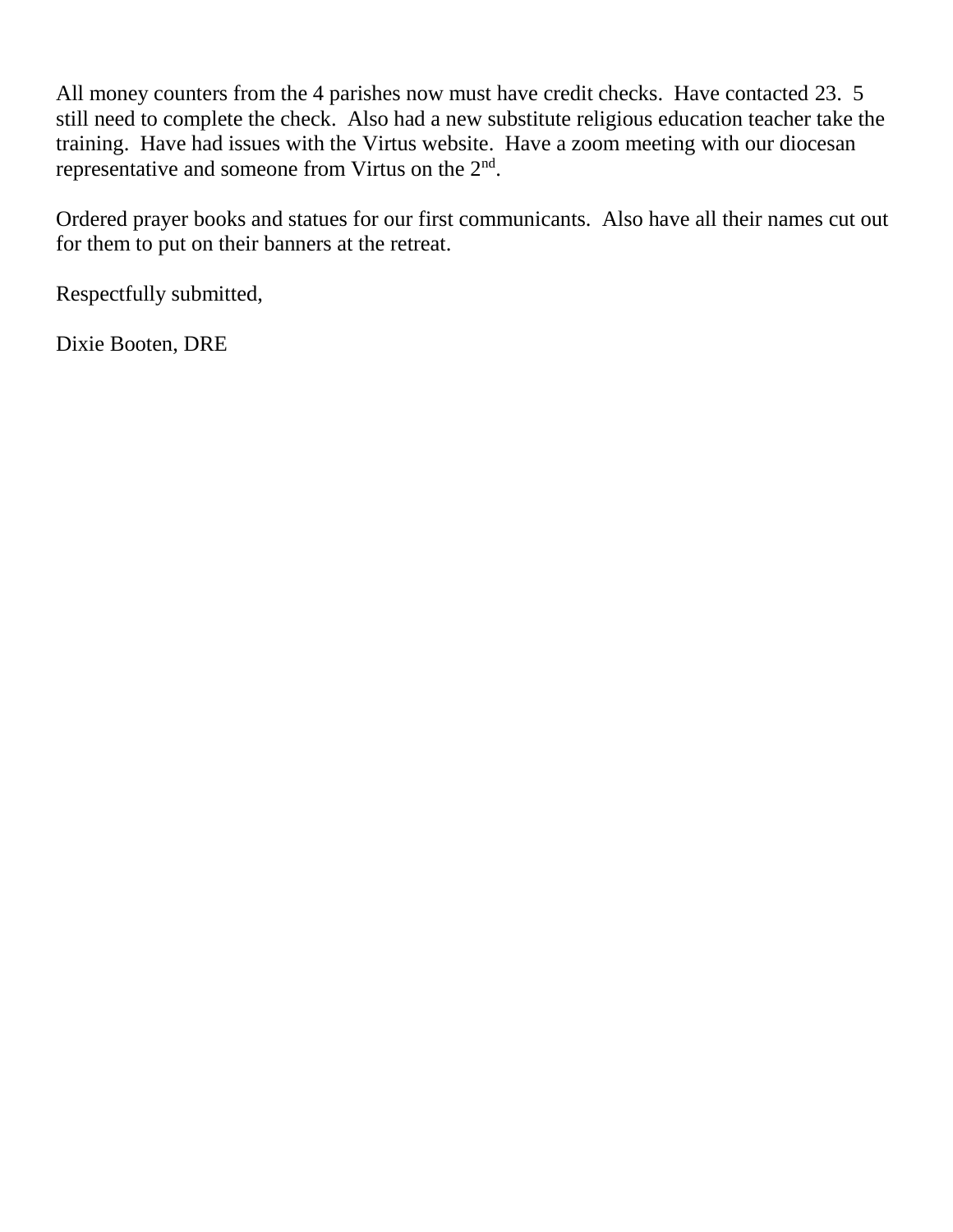All money counters from the 4 parishes now must have credit checks. Have contacted 23. 5 still need to complete the check. Also had a new substitute religious education teacher take the training. Have had issues with the Virtus website. Have a zoom meeting with our diocesan representative and someone from Virtus on the 2nd.

Ordered prayer books and statues for our first communicants. Also have all their names cut out for them to put on their banners at the retreat.

Respectfully submitted,

Dixie Booten, DRE